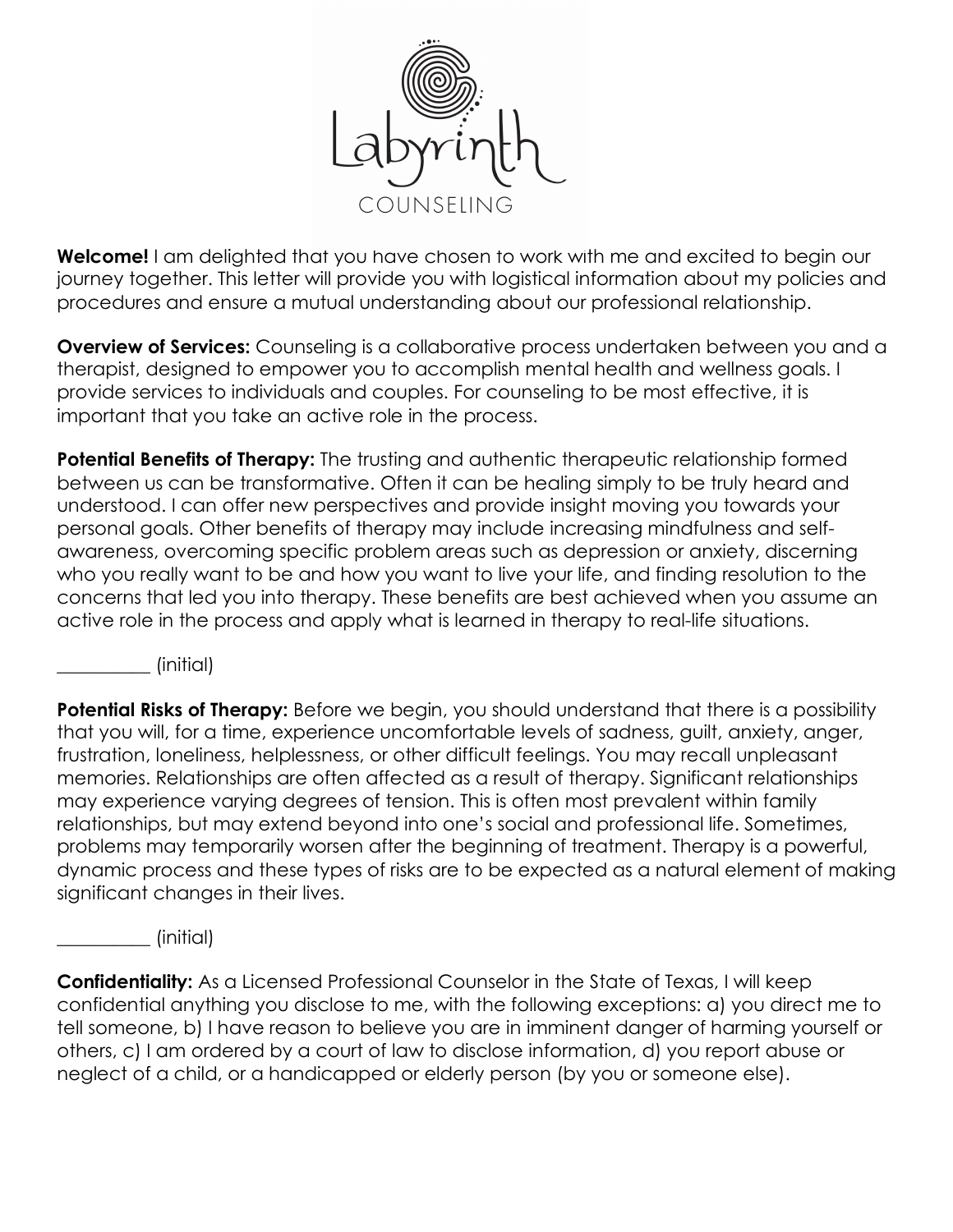Labyrinth

COUNSELING

**Welcome!** I am delighted that you have chosen to work with me and excited to begin our journey together. This letter will provide you with logistical information about my policies and procedures and ensure a mutual understanding about our professional relationship.

**Overview of Services:** Counseling is a collaborative process undertaken between you and a therapist, designed to empower you to accomplish mental health and wellness goals. I provide services to individuals and couples. For counseling to be most effective, it is important that you take an active role in the process.

**Potential Benefits of Therapy:** The trusting and authentic therapeutic relationship formed between us can be transformative. Often it can be healing simply to be truly heard and understood. I can offer new perspectives and provide insight moving you towards your personal goals. Other benefits of therapy may include increasing mindfulness and self-awareness, overcoming specific problem areas such as depression or anxiety, discerning who you really want to be and how you want to live your life, and finding resolution to the concerns that led you into therapy. These benefits are best achieved when you assume an active role in the process and apply what is learned in therapy to real-life situations.

__________ (initial)

**Potential Risks of Therapy:** Before we begin, you should understand that there is a possibility that you will, for a time, experience uncomfortable levels of sadness, guilt, anxiety, anger, frustration, loneliness, helplessness, or other difficult feelings. You may recall unpleasant memories. Relationships are often affected as a result of therapy. Significant relationships may experience varying degrees of tension. This is often most prevalent within family relationships, but may extend beyond into one's social and professional life. Sometimes, problems may temporarily worsen after the beginning of treatment. Therapy is a powerful, dynamic process and these types of risks are to be expected as a natural element of making significant changes in their lives.

__________ (initial)

**Confidentiality:** As a Licensed Professional Counselor in the State of Texas, I will keep confidential anything you disclose to me, with the following exceptions: a) you direct me to tell someone, b) I have reason to believe you are in imminent danger of harming yourself or others, c) I am ordered by a court of law to disclose information, d) you report abuse or neglect of a child, or a handicapped or elderly person (by you or someone else).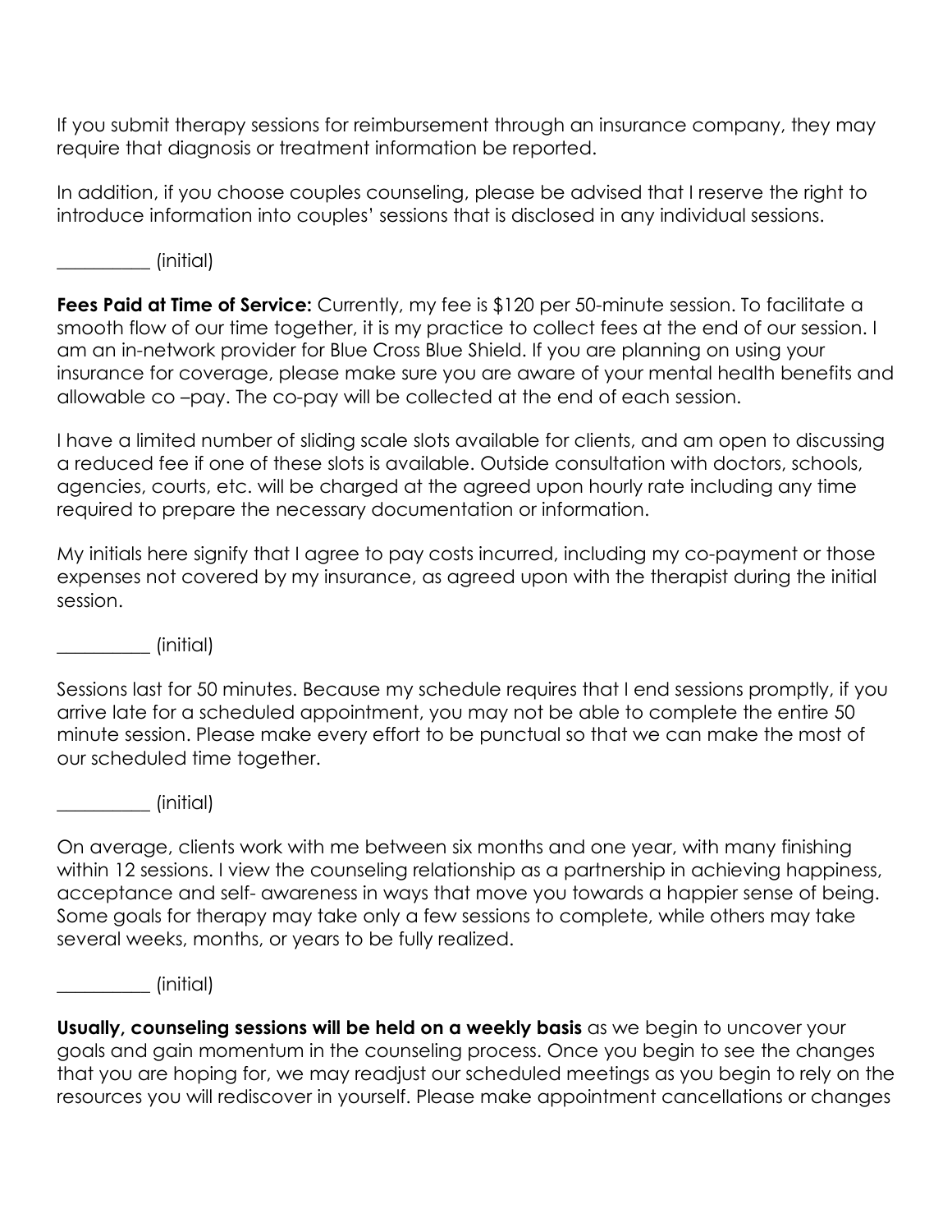If you submit therapy sessions for reimbursement through an insurance company, they may require that diagnosis or treatment information be reported.

In addition, if you choose couples counseling, please be advised that I reserve the right to introduce information into couples' sessions that is disclosed in any individual sessions.

__________ (initial)

**Fees Paid at Time of Service:** Currently, my fee is $120 per 50-minute session. To facilitate a smooth flow of our time together, it is my practice to collect fees at the end of our session. I am an in-network provider for Blue Cross Blue Shield. If you are planning on using your insurance for coverage, please make sure you are aware of your mental health benefits and allowable co –pay. The co-pay will be collected at the end of each session.

I have a limited number of sliding scale slots available for clients, and am open to discussing a reduced fee if one of these slots is available. Outside consultation with doctors, schools, agencies, courts, etc. will be charged at the agreed upon hourly rate including any time required to prepare the necessary documentation or information.

My initials here signify that I agree to pay costs incurred, including my co-payment or those expenses not covered by my insurance, as agreed upon with the therapist during the initial session.

__________ (initial)

Sessions last for 50 minutes. Because my schedule requires that I end sessions promptly, if you arrive late for a scheduled appointment, you may not be able to complete the entire 50 minute session. Please make every effort to be punctual so that we can make the most of our scheduled time together.

__________ (initial)

On average, clients work with me between six months and one year, with many finishing within 12 sessions. I view the counseling relationship as a partnership in achieving happiness, acceptance and self- awareness in ways that move you towards a happier sense of being. Some goals for therapy may take only a few sessions to complete, while others may take several weeks, months, or years to be fully realized.

__________ (initial)

**Usually, counseling sessions will be held on a weekly basis** as we begin to uncover your goals and gain momentum in the counseling process. Once you begin to see the changes that you are hoping for, we may readjust our scheduled meetings as you begin to rely on the resources you will rediscover in yourself. Please make appointment cancellations or changes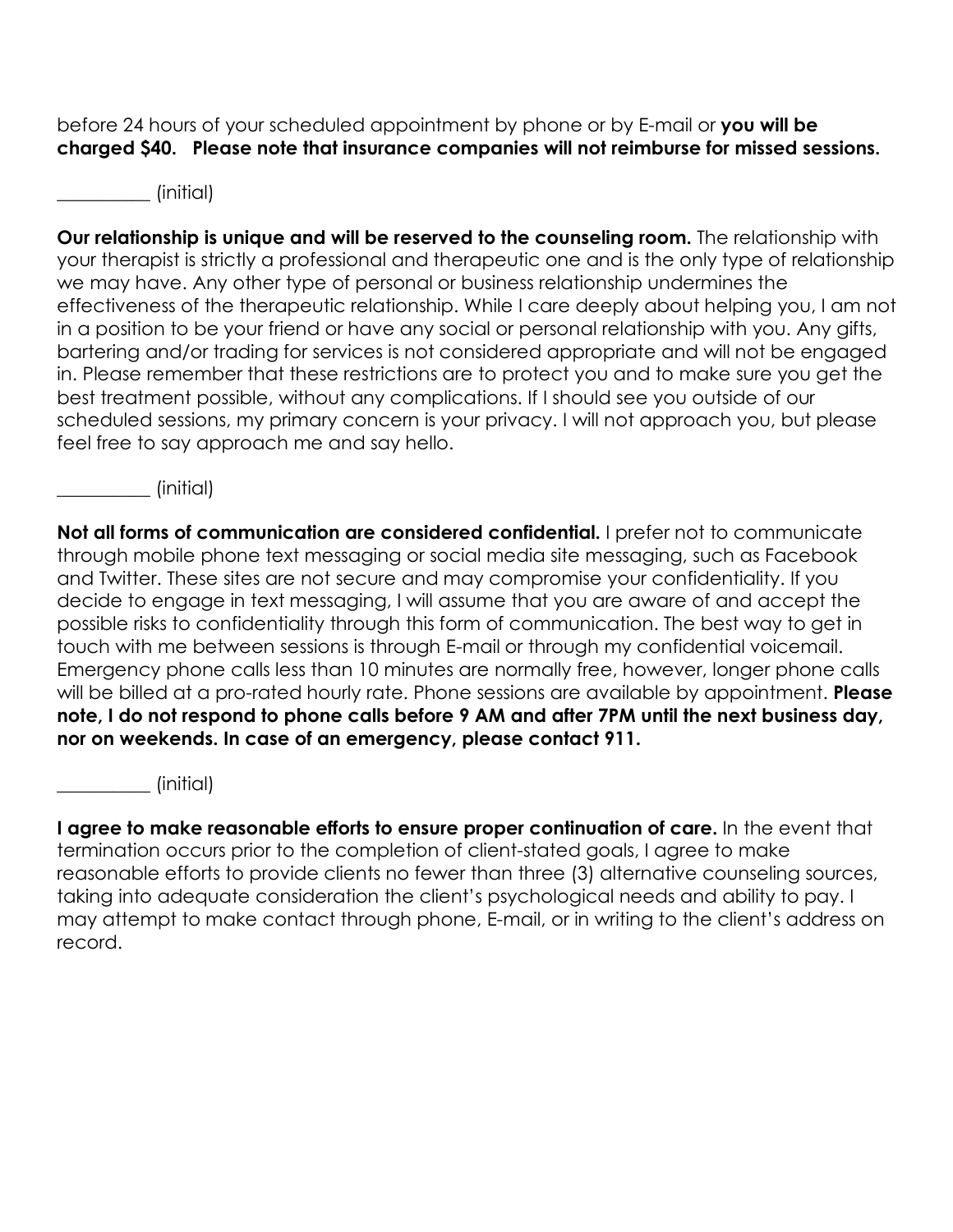before 24 hours of your scheduled appointment by phone or by E-mail or **you will be charged $40. Please note that insurance companies will not reimburse for missed sessions.**

__________ (initial)

**Our relationship is unique and will be reserved to the counseling room.** The relationship with your therapist is strictly a professional and therapeutic one and is the only type of relationship we may have. Any other type of personal or business relationship undermines the effectiveness of the therapeutic relationship. While I care deeply about helping you, I am not in a position to be your friend or have any social or personal relationship with you. Any gifts, bartering and/or trading for services is not considered appropriate and will not be engaged in. Please remember that these restrictions are to protect you and to make sure you get the best treatment possible, without any complications. If I should see you outside of our scheduled sessions, my primary concern is your privacy. I will not approach you, but please feel free to say approach me and say hello.

__________ (initial)

**Not all forms of communication are considered confidential.** I prefer not to communicate through mobile phone text messaging or social media site messaging, such as Facebook and Twitter. These sites are not secure and may compromise your confidentiality. If you decide to engage in text messaging, I will assume that you are aware of and accept the possible risks to confidentiality through this form of communication. The best way to get in touch with me between sessions is through E-mail or through my confidential voicemail. Emergency phone calls less than 10 minutes are normally free, however, longer phone calls will be billed at a pro-rated hourly rate. Phone sessions are available by appointment. **Please note, I do not respond to phone calls before 9 AM and after 7PM until the next business day, nor on weekends. In case of an emergency, please contact 911.**

__________ (initial)

**I agree to make reasonable efforts to ensure proper continuation of care.** In the event that termination occurs prior to the completion of client-stated goals, I agree to make reasonable efforts to provide clients no fewer than three (3) alternative counseling sources, taking into adequate consideration the client's psychological needs and ability to pay. I may attempt to make contact through phone, E-mail, or in writing to the client's address on record.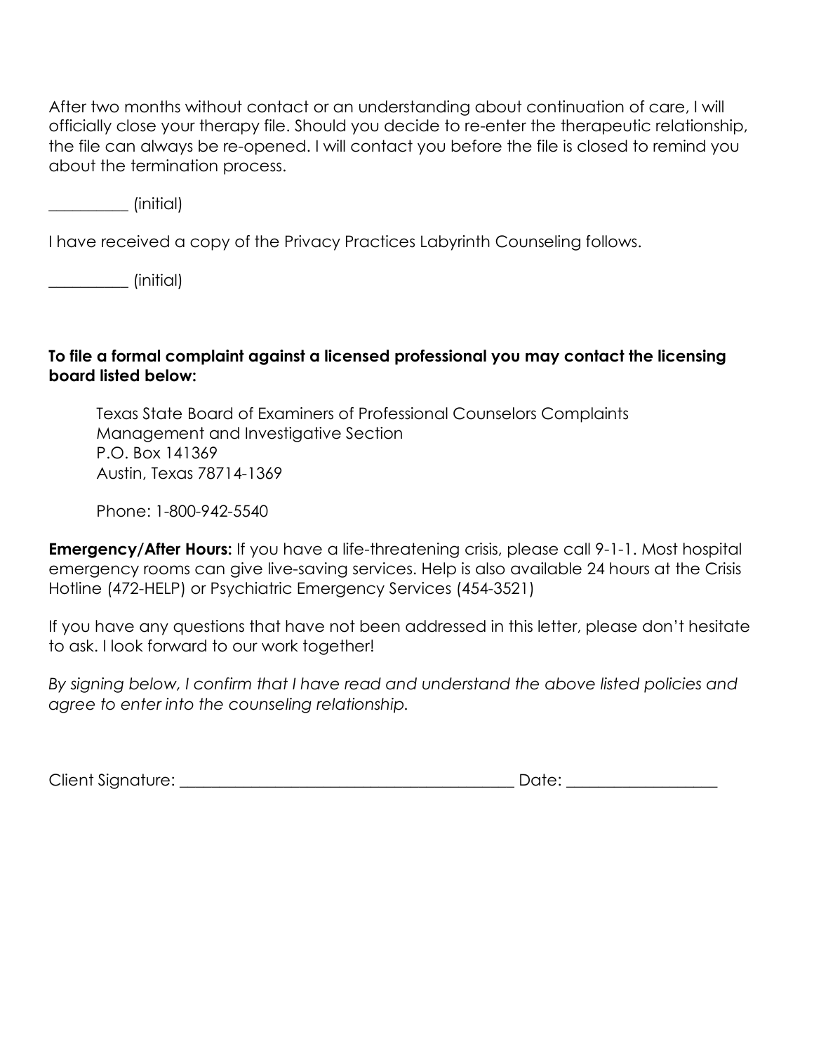After two months without contact or an understanding about continuation of care, I will officially close your therapy file. Should you decide to re-enter the therapeutic relationship, the file can always be re-opened. I will contact you before the file is closed to remind you about the termination process.

__________ (initial)

I have received a copy of the Privacy Practices Labyrinth Counseling follows.

__________ (initial)

**To file a formal complaint against a licensed professional you may contact the licensing board listed below:**

> Texas State Board of Examiners of Professional Counselors Complaints Management and Investigative Section
> P.O. Box 141369
> Austin, Texas 78714-1369
>
> Phone: 1-800-942-5540

**Emergency/After Hours:** If you have a life-threatening crisis, please call 9-1-1. Most hospital emergency rooms can give live-saving services. Help is also available 24 hours at the Crisis Hotline (472-HELP) or Psychiatric Emergency Services (454-3521)

If you have any questions that have not been addressed in this letter, please don't hesitate to ask. I look forward to our work together!

*By signing below, I confirm that I have read and understand the above listed policies and agree to enter into the counseling relationship.*

Client Signature: ___________________________________________ Date: ___________________